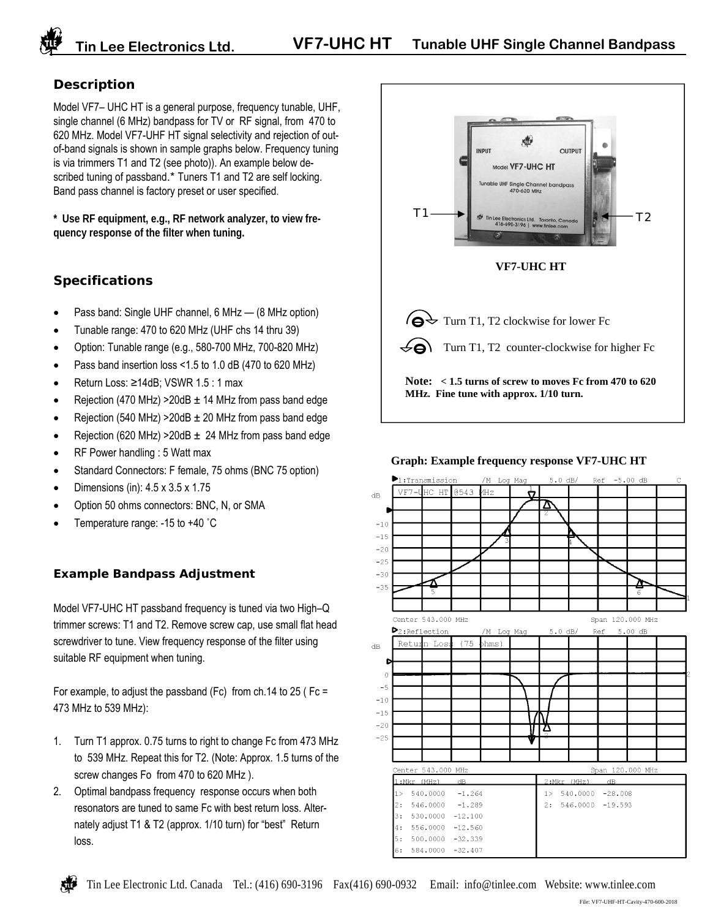# VF7-UHC HT Tunable UHF Single Channel Bandpass

Tin Lee Electronics Ltd.

## Description

Model VF7– UHC HT is a general purpose, frequency tunable, UHF, single channel (6 MHz) bandpass for TV or RF signal, from 470 to 620 MHz. Model VF7-UHF HT signal selectivity and rejection of out-of-band signals is shown in sample graphs below. Frequency tuning is via trimmers T1 and T2 (see photo)). An example below described tuning of passband.* Tuners T1 and T2 are self locking. Band pass channel is factory preset or user specified.

**\* Use RF equipment, e.g., RF network analyzer, to view frequency response of the filter when tuning.**

## Specifications

- Pass band: Single UHF channel, 6 MHz — (8 MHz option)
- Tunable range: 470 to 620 MHz (UHF chs 14 thru 39)
- Option: Tunable range (e.g., 580-700 MHz, 700-820 MHz)
- Pass band insertion loss <1.5 to 1.0 dB (470 to 620 MHz)
- Return Loss: ≥14dB; VSWR 1.5 : 1 max
- Rejection (470 MHz) >20dB ± 14 MHz from pass band edge
- Rejection (540 MHz) >20dB ± 20 MHz from pass band edge
- Rejection (620 MHz) >20dB ± 24 MHz from pass band edge
- RF Power handling : 5 Watt max
- Standard Connectors: F female, 75 ohms (BNC 75 option)
- Dimensions (in): 4.5 x 3.5 x 1.75
- Option 50 ohms connectors: BNC, N, or SMA
- Temperature range: -15 to +40 ˚C

### Example Bandpass Adjustment

Model VF7-UHC HT passband frequency is tuned via two High–Q trimmer screws: T1 and T2. Remove screw cap, use small flat head screwdriver to tune. View frequency response of the filter using suitable RF equipment when tuning.

For example, to adjust the passband (Fc) from ch.14 to 25 ( Fc = 473 MHz to 539 MHz):

1. Turn T1 approx. 0.75 turns to right to change Fc from 473 MHz to 539 MHz. Repeat this for T2. (Note: Approx. 1.5 turns of the screw changes Fo from 470 to 620 MHz ).
2. Optimal bandpass frequency response occurs when both resonators are tuned to same Fc with best return loss. Alternately adjust T1 & T2 (approx. 1/10 turn) for "best" Return loss.

T1 — T2

**VF7-UHC HT**

Turn T1, T2 clockwise for lower Fc

Turn T1, T2 counter-clockwise for higher Fc

**Note: < 1.5 turns of screw to moves Fc from 470 to 620 MHz. Fine tune with approx. 1/10 turn.**

**Graph: Example frequency response VF7-UHC HT**

1:Transmission /M Log Mag 5.0 dB/ Ref -5.00 dB — VF7-UHC HT @543 MHz — Center 543.000 MHz, Span 120.000 MHz

2:Reflection /M Log Mag 5.0 dB/ Ref 5.00 dB — Return Loss (75 ohms) — Center 543.000 MHz, Span 120.000 MHz

| 1:Mkr (MHz) | dB | 2:Mkr (MHz) | dB |
|---|---|---|---|
| 1> 540.0000 | -1.264 | 1> 540.0000 | -28.008 |
| 2: 546.0000 | -1.289 | 2: 546.0000 | -19.593 |
| 3: 530.0000 | -12.100 | | |
| 4: 556.0000 | -12.560 | | |
| 5: 500.0000 | -32.339 | | |
| 6: 584.0000 | -32.407 | | |

Tin Lee Electronic Ltd. Canada Tel.: (416) 690-3196 Fax(416) 690-0932 Email: info@tinlee.com Website: www.tinlee.com

File: VF7-UHF-HT-Cavity-470-600-2018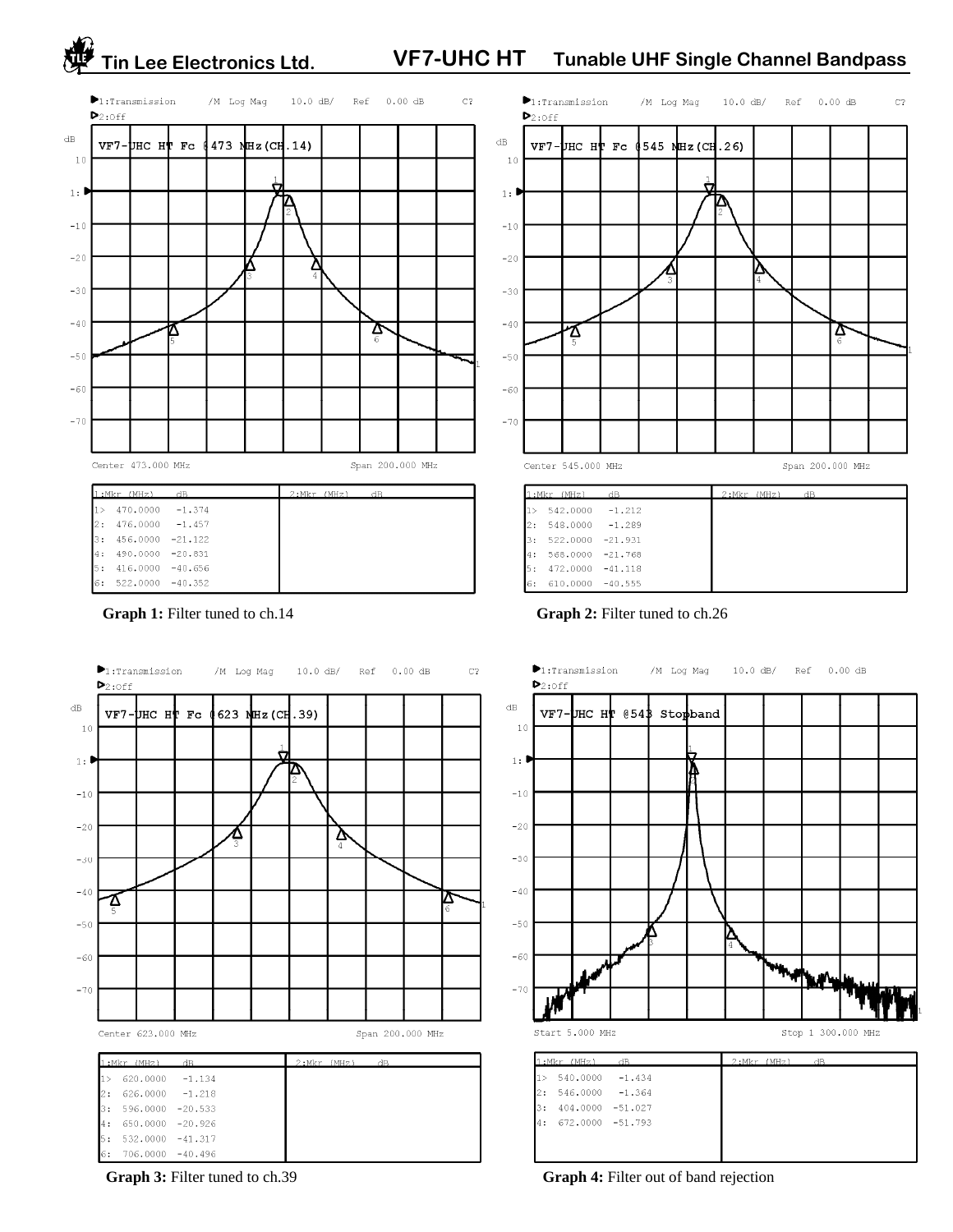# Tin Lee Electronics Ltd. VF7-UHC HT Tunable UHF Single Channel Bandpass

1:Transmission /M Log Mag 10.0 dB/ Ref 0.00 dB C?
2:Off

VF7-UHC HT Fc @473 MHz(CH.14)

Center 473.000 MHz Span 200.000 MHz

| 1:Mkr (MHz) | dB | 2:Mkr (MHz) | dB |
|---|---|---|---|
| 1> 470.0000 | -1.374 | | |
| 2: 476.0000 | -1.457 | | |
| 3: 456.0000 | -21.122 | | |
| 4: 490.0000 | -20.831 | | |
| 5: 416.0000 | -40.656 | | |
| 6: 522.0000 | -40.352 | | |

**Graph 1:** Filter tuned to ch.14

1:Transmission /M Log Mag 10.0 dB/ Ref 0.00 dB C?
2:Off

VF7-UHC HT Fc @545 MHz(CH.26)

Center 545.000 MHz Span 200.000 MHz

| 1:Mkr (MHz) | dB | 2:Mkr (MHz) | dB |
|---|---|---|---|
| 1> 542.0000 | -1.212 | | |
| 2: 548.0000 | -1.289 | | |
| 3: 522.0000 | -21.931 | | |
| 4: 568.0000 | -21.768 | | |
| 5: 472.0000 | -41.118 | | |
| 6: 610.0000 | -40.555 | | |

**Graph 2:** Filter tuned to ch.26

1:Transmission /M Log Mag 10.0 dB/ Ref 0.00 dB C?
2:Off

VF7-UHC HT Fc @623 MHz(CH.39)

Center 623.000 MHz Span 200.000 MHz

| 1:Mkr (MHz) | dB | 2:Mkr (MHz) | dB |
|---|---|---|---|
| 1> 620.0000 | -1.134 | | |
| 2: 626.0000 | -1.218 | | |
| 3: 596.0000 | -20.533 | | |
| 4: 650.0000 | -20.926 | | |
| 5: 532.0000 | -41.317 | | |
| 6: 706.0000 | -40.496 | | |

**Graph 3:** Filter tuned to ch.39

1:Transmission /M Log Mag 10.0 dB/ Ref 0.00 dB
2:Off

VF7-UHC HT @543 Stopband

Start 5.000 MHz Stop 1 300.000 MHz

| 1:Mkr (MHz) | dB | 2:Mkr (MHz) | dB |
|---|---|---|---|
| 1> 540.0000 | -1.434 | | |
| 2: 546.0000 | -1.364 | | |
| 3: 404.0000 | -51.027 | | |
| 4: 672.0000 | -51.793 | | |

**Graph 4:** Filter out of band rejection